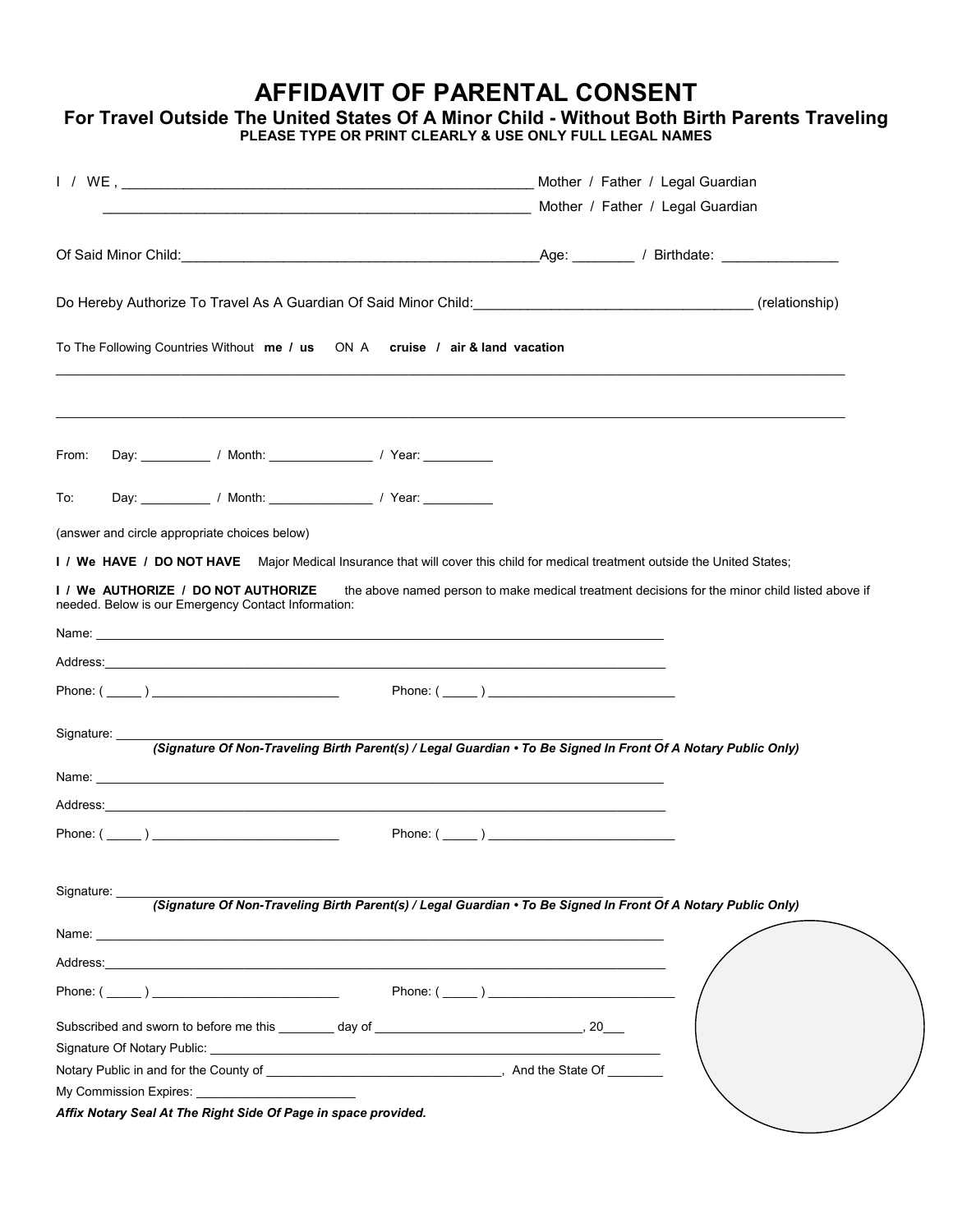# AFFIDAVIT OF PARENTAL CONSENT

## For Travel Outside The United States Of A Minor Child - Without Both Birth Parents Traveling

**PLEASE TYPE OR PRINT CLEARLY & USE ONLY FULL LEGAL NAMES**

I / WE , ____________________________________________________ Mother / Father / Legal Guardian

____________________________________________________ Mother / Father / Legal Guardian

Of Said Minor Child:______________________________________________Age: ________ / Birthdate: _______________

Do Hereby Authorize To Travel As A Guardian Of Said Minor Child:___________________________________ (relationship)

To The Following Countries Without **me / us** ON A **cruise / air & land vacation**

_____________________________________________________________________________________________________

_____________________________________________________________________________________________________

From: Day: __________ / Month: _______________ / Year: __________

To: Day: __________ / Month: _______________ / Year: __________

(answer and circle appropriate choices below)

**I / We HAVE / DO NOT HAVE** Major Medical Insurance that will cover this child for medical treatment outside the United States;

**I / We AUTHORIZE / DO NOT AUTHORIZE** the above named person to make medical treatment decisions for the minor child listed above if needed. Below is our Emergency Contact Information:

Name: ________________________________________________________________________________

Address:______________________________________________________________________________

Phone: ( _____ ) ___________________________ Phone: ( _____ ) ___________________________

Signature: ____________________________________________________________________________

***(Signature Of Non-Traveling Birth Parent(s) / Legal Guardian • To Be Signed In Front Of A Notary Public Only)***

Name: ________________________________________________________________________________

Address:______________________________________________________________________________

Phone: ( _____ ) ___________________________ Phone: ( _____ ) ___________________________

Signature: ____________________________________________________________________________

***(Signature Of Non-Traveling Birth Parent(s) / Legal Guardian • To Be Signed In Front Of A Notary Public Only)***

Name: ________________________________________________________________________________

Address:______________________________________________________________________________

Phone: ( _____ ) ___________________________ Phone: ( _____ ) ___________________________

Subscribed and sworn to before me this ________ day of ______________________________, 20___

Signature Of Notary Public: ______________________________________________________________

Notary Public in and for the County of _________________________________, And the State Of ________

My Commission Expires: _______________________

***Affix Notary Seal At The Right Side Of Page in space provided.***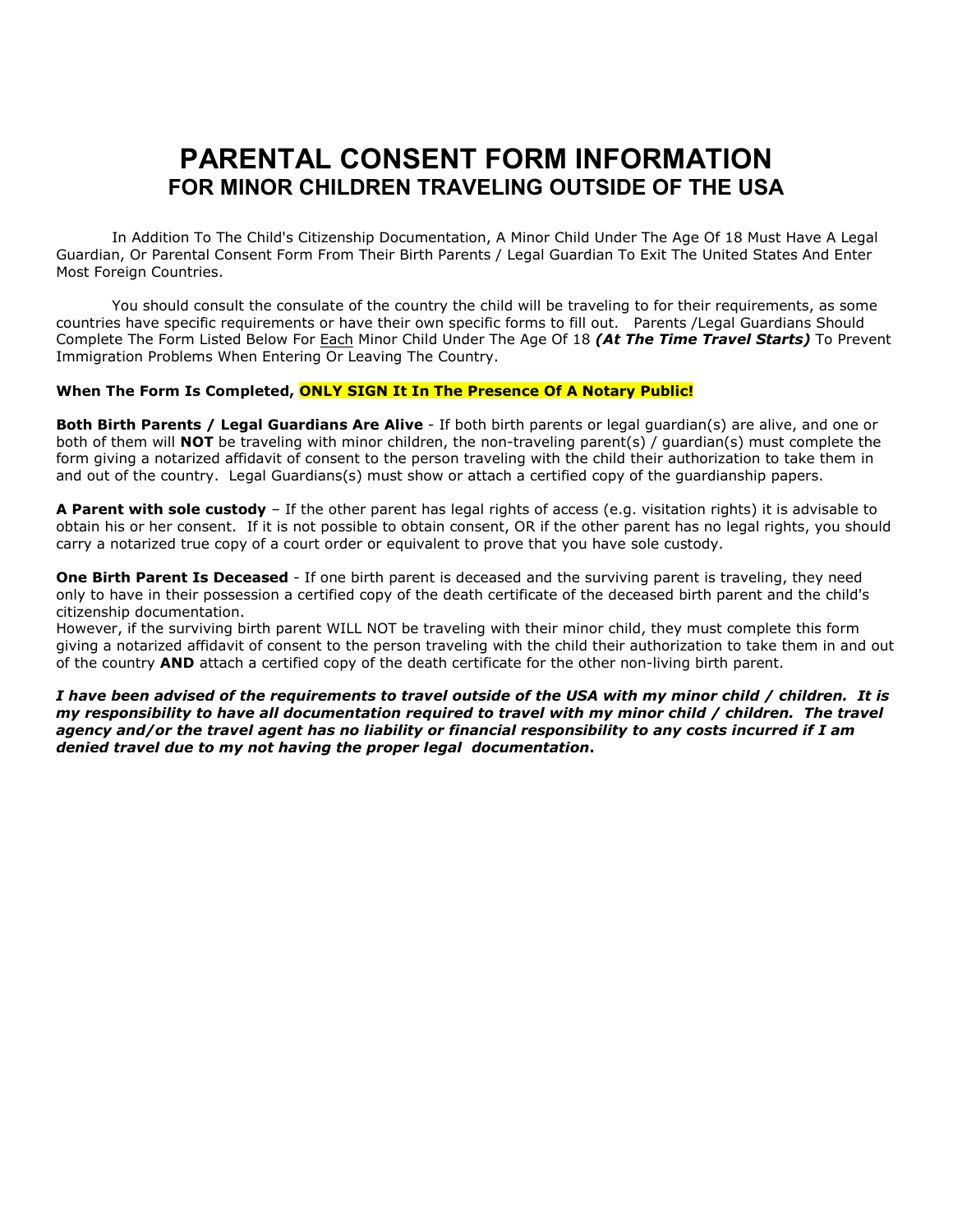# PARENTAL CONSENT FORM INFORMATION

## FOR MINOR CHILDREN TRAVELING OUTSIDE OF THE USA

In Addition To The Child's Citizenship Documentation, A Minor Child Under The Age Of 18 Must Have A Legal Guardian, Or Parental Consent Form From Their Birth Parents / Legal Guardian To Exit The United States And Enter Most Foreign Countries.

You should consult the consulate of the country the child will be traveling to for their requirements, as some countries have specific requirements or have their own specific forms to fill out. Parents /Legal Guardians Should Complete The Form Listed Below For Each Minor Child Under The Age Of 18 ***(At The Time Travel Starts)*** To Prevent Immigration Problems When Entering Or Leaving The Country.

**When The Form Is Completed, ONLY SIGN It In The Presence Of A Notary Public!**

**Both Birth Parents / Legal Guardians Are Alive** - If both birth parents or legal guardian(s) are alive, and one or both of them will **NOT** be traveling with minor children, the non-traveling parent(s) / guardian(s) must complete the form giving a notarized affidavit of consent to the person traveling with the child their authorization to take them in and out of the country. Legal Guardians(s) must show or attach a certified copy of the guardianship papers.

**A Parent with sole custody** – If the other parent has legal rights of access (e.g. visitation rights) it is advisable to obtain his or her consent. If it is not possible to obtain consent, OR if the other parent has no legal rights, you should carry a notarized true copy of a court order or equivalent to prove that you have sole custody.

**One Birth Parent Is Deceased** - If one birth parent is deceased and the surviving parent is traveling, they need only to have in their possession a certified copy of the death certificate of the deceased birth parent and the child's citizenship documentation.
However, if the surviving birth parent WILL NOT be traveling with their minor child, they must complete this form giving a notarized affidavit of consent to the person traveling with the child their authorization to take them in and out of the country **AND** attach a certified copy of the death certificate for the other non-living birth parent.

***I have been advised of the requirements to travel outside of the USA with my minor child / children. It is my responsibility to have all documentation required to travel with my minor child / children. The travel agency and/or the travel agent has no liability or financial responsibility to any costs incurred if I am denied travel due to my not having the proper legal documentation.***